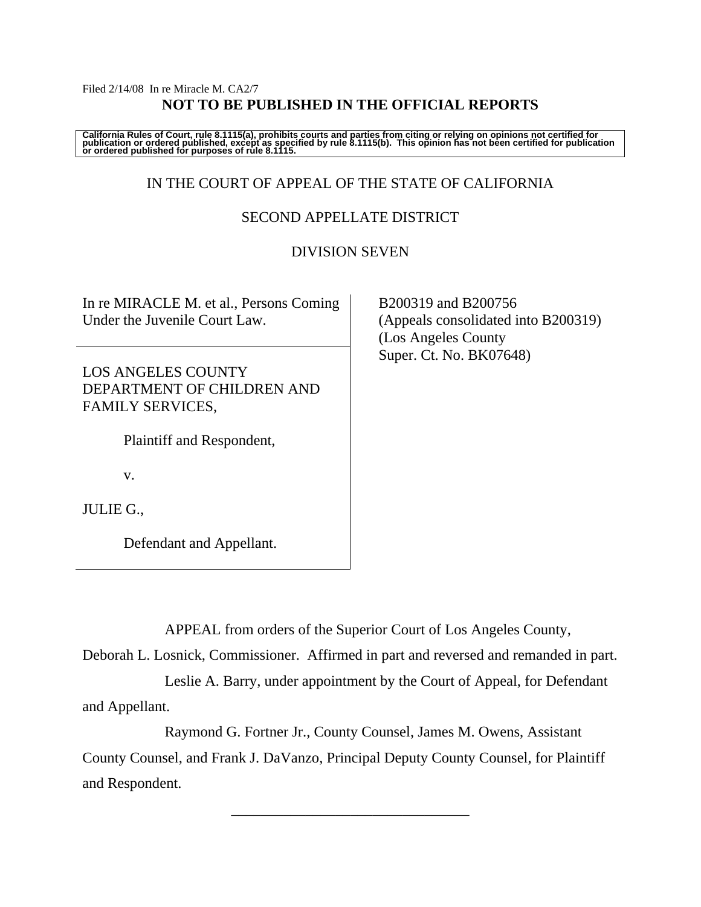Filed 2/14/08 In re Miracle M. CA2/7

**NOT TO BE PUBLISHED IN THE OFFICIAL REPORTS**

**California Rules of Court, rule 8.1115(a), prohibits courts and parties from citing or relying on opinions not certified for publication or ordered published, except as specified by rule 8.1115(b). This opinion has not been certified for publication or ordered published for purposes of rule 8.1115.**

IN THE COURT OF APPEAL OF THE STATE OF CALIFORNIA

SECOND APPELLATE DISTRICT

DIVISION SEVEN

In re MIRACLE M. et al., Persons Coming Under the Juvenile Court Law.

B200319 and B200756
(Appeals consolidated into B200319)
(Los Angeles County
Super. Ct. No. BK07648)

LOS ANGELES COUNTY DEPARTMENT OF CHILDREN AND FAMILY SERVICES,

Plaintiff and Respondent,

v.

JULIE G.,

Defendant and Appellant.

APPEAL from orders of the Superior Court of Los Angeles County, Deborah L. Losnick, Commissioner. Affirmed in part and reversed and remanded in part.

Leslie A. Barry, under appointment by the Court of Appeal, for Defendant and Appellant.

Raymond G. Fortner Jr., County Counsel, James M. Owens, Assistant County Counsel, and Frank J. DaVanzo, Principal Deputy County Counsel, for Plaintiff and Respondent.

---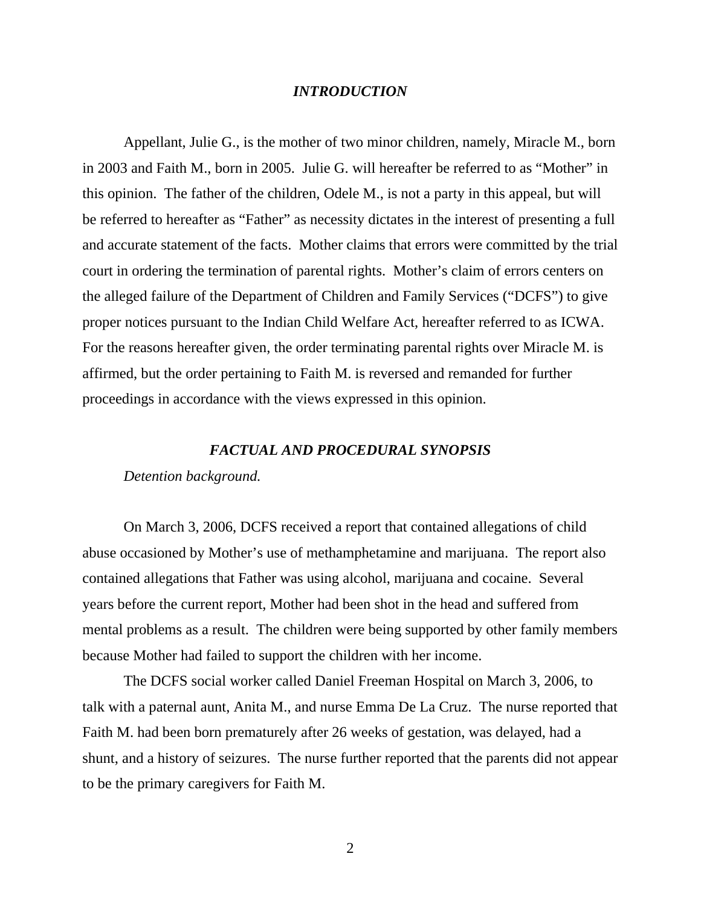## *INTRODUCTION*

Appellant, Julie G., is the mother of two minor children, namely, Miracle M., born in 2003 and Faith M., born in 2005. Julie G. will hereafter be referred to as "Mother" in this opinion. The father of the children, Odele M., is not a party in this appeal, but will be referred to hereafter as "Father" as necessity dictates in the interest of presenting a full and accurate statement of the facts. Mother claims that errors were committed by the trial court in ordering the termination of parental rights. Mother's claim of errors centers on the alleged failure of the Department of Children and Family Services ("DCFS") to give proper notices pursuant to the Indian Child Welfare Act, hereafter referred to as ICWA. For the reasons hereafter given, the order terminating parental rights over Miracle M. is affirmed, but the order pertaining to Faith M. is reversed and remanded for further proceedings in accordance with the views expressed in this opinion.

## *FACTUAL AND PROCEDURAL SYNOPSIS*

*Detention background.*

On March 3, 2006, DCFS received a report that contained allegations of child abuse occasioned by Mother's use of methamphetamine and marijuana. The report also contained allegations that Father was using alcohol, marijuana and cocaine. Several years before the current report, Mother had been shot in the head and suffered from mental problems as a result. The children were being supported by other family members because Mother had failed to support the children with her income.

The DCFS social worker called Daniel Freeman Hospital on March 3, 2006, to talk with a paternal aunt, Anita M., and nurse Emma De La Cruz. The nurse reported that Faith M. had been born prematurely after 26 weeks of gestation, was delayed, had a shunt, and a history of seizures. The nurse further reported that the parents did not appear to be the primary caregivers for Faith M.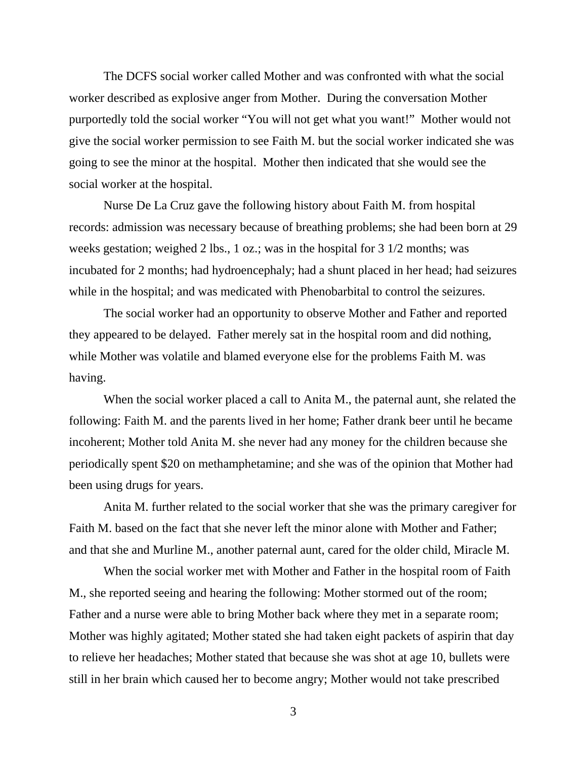The DCFS social worker called Mother and was confronted with what the social worker described as explosive anger from Mother. During the conversation Mother purportedly told the social worker "You will not get what you want!" Mother would not give the social worker permission to see Faith M. but the social worker indicated she was going to see the minor at the hospital. Mother then indicated that she would see the social worker at the hospital.

Nurse De La Cruz gave the following history about Faith M. from hospital records: admission was necessary because of breathing problems; she had been born at 29 weeks gestation; weighed 2 lbs., 1 oz.; was in the hospital for 3 1/2 months; was incubated for 2 months; had hydroencephaly; had a shunt placed in her head; had seizures while in the hospital; and was medicated with Phenobarbital to control the seizures.

The social worker had an opportunity to observe Mother and Father and reported they appeared to be delayed. Father merely sat in the hospital room and did nothing, while Mother was volatile and blamed everyone else for the problems Faith M. was having.

When the social worker placed a call to Anita M., the paternal aunt, she related the following: Faith M. and the parents lived in her home; Father drank beer until he became incoherent; Mother told Anita M. she never had any money for the children because she periodically spent $20 on methamphetamine; and she was of the opinion that Mother had been using drugs for years.

Anita M. further related to the social worker that she was the primary caregiver for Faith M. based on the fact that she never left the minor alone with Mother and Father; and that she and Murline M., another paternal aunt, cared for the older child, Miracle M.

When the social worker met with Mother and Father in the hospital room of Faith M., she reported seeing and hearing the following: Mother stormed out of the room; Father and a nurse were able to bring Mother back where they met in a separate room; Mother was highly agitated; Mother stated she had taken eight packets of aspirin that day to relieve her headaches; Mother stated that because she was shot at age 10, bullets were still in her brain which caused her to become angry; Mother would not take prescribed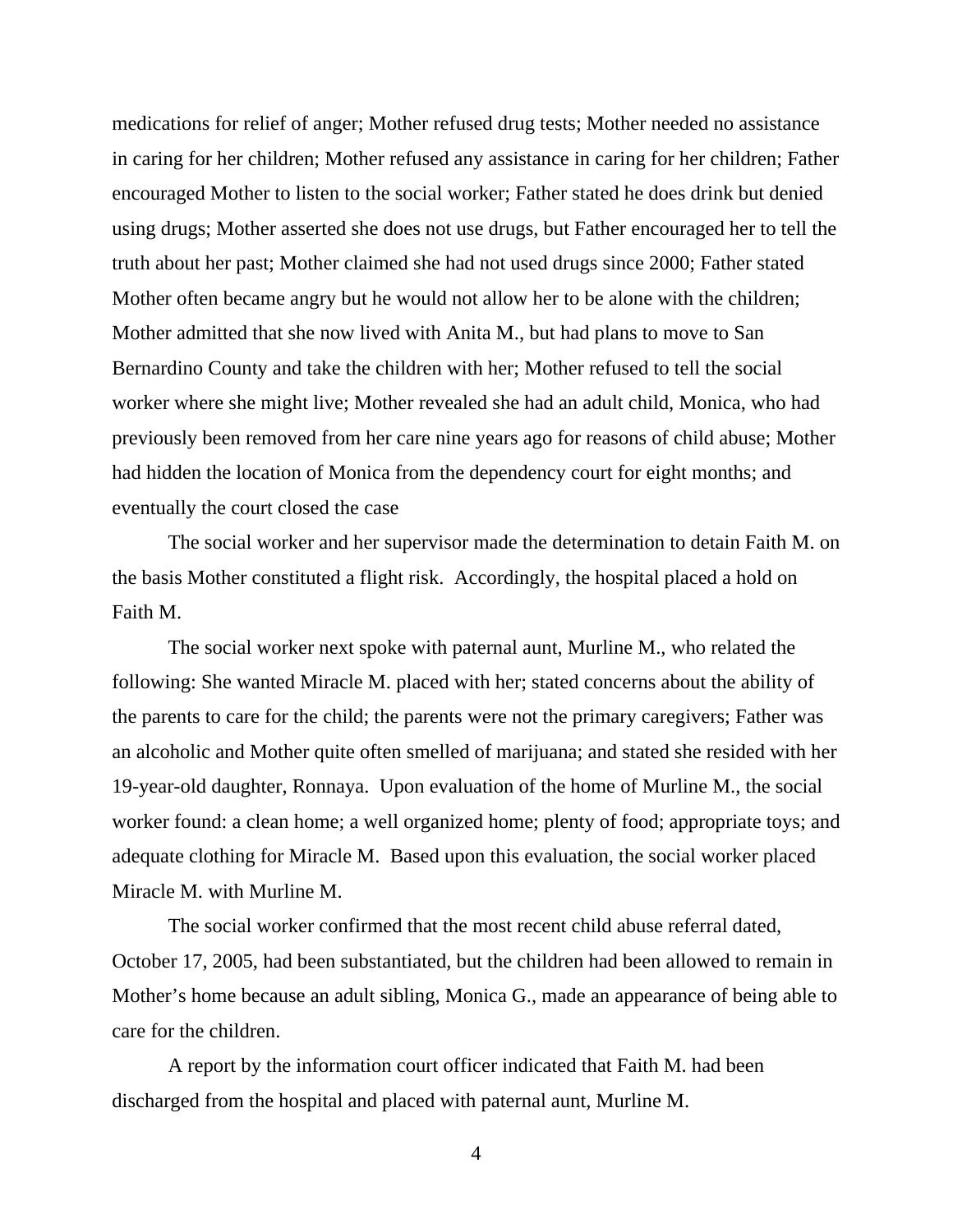medications for relief of anger; Mother refused drug tests; Mother needed no assistance in caring for her children; Mother refused any assistance in caring for her children; Father encouraged Mother to listen to the social worker; Father stated he does drink but denied using drugs; Mother asserted she does not use drugs, but Father encouraged her to tell the truth about her past; Mother claimed she had not used drugs since 2000; Father stated Mother often became angry but he would not allow her to be alone with the children; Mother admitted that she now lived with Anita M., but had plans to move to San Bernardino County and take the children with her; Mother refused to tell the social worker where she might live; Mother revealed she had an adult child, Monica, who had previously been removed from her care nine years ago for reasons of child abuse; Mother had hidden the location of Monica from the dependency court for eight months; and eventually the court closed the case

The social worker and her supervisor made the determination to detain Faith M. on the basis Mother constituted a flight risk. Accordingly, the hospital placed a hold on Faith M.

The social worker next spoke with paternal aunt, Murline M., who related the following: She wanted Miracle M. placed with her; stated concerns about the ability of the parents to care for the child; the parents were not the primary caregivers; Father was an alcoholic and Mother quite often smelled of marijuana; and stated she resided with her 19-year-old daughter, Ronnaya. Upon evaluation of the home of Murline M., the social worker found: a clean home; a well organized home; plenty of food; appropriate toys; and adequate clothing for Miracle M. Based upon this evaluation, the social worker placed Miracle M. with Murline M.

The social worker confirmed that the most recent child abuse referral dated, October 17, 2005, had been substantiated, but the children had been allowed to remain in Mother's home because an adult sibling, Monica G., made an appearance of being able to care for the children.

A report by the information court officer indicated that Faith M. had been discharged from the hospital and placed with paternal aunt, Murline M.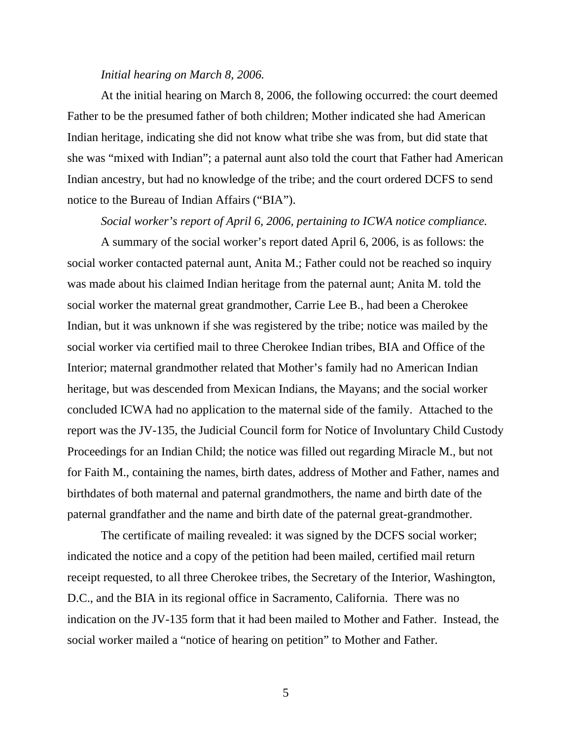*Initial hearing on March 8, 2006.*

At the initial hearing on March 8, 2006, the following occurred: the court deemed Father to be the presumed father of both children; Mother indicated she had American Indian heritage, indicating she did not know what tribe she was from, but did state that she was "mixed with Indian"; a paternal aunt also told the court that Father had American Indian ancestry, but had no knowledge of the tribe; and the court ordered DCFS to send notice to the Bureau of Indian Affairs ("BIA").

*Social worker's report of April 6, 2006, pertaining to ICWA notice compliance.*

A summary of the social worker's report dated April 6, 2006, is as follows: the social worker contacted paternal aunt, Anita M.; Father could not be reached so inquiry was made about his claimed Indian heritage from the paternal aunt; Anita M. told the social worker the maternal great grandmother, Carrie Lee B., had been a Cherokee Indian, but it was unknown if she was registered by the tribe; notice was mailed by the social worker via certified mail to three Cherokee Indian tribes, BIA and Office of the Interior; maternal grandmother related that Mother's family had no American Indian heritage, but was descended from Mexican Indians, the Mayans; and the social worker concluded ICWA had no application to the maternal side of the family. Attached to the report was the JV-135, the Judicial Council form for Notice of Involuntary Child Custody Proceedings for an Indian Child; the notice was filled out regarding Miracle M., but not for Faith M., containing the names, birth dates, address of Mother and Father, names and birthdates of both maternal and paternal grandmothers, the name and birth date of the paternal grandfather and the name and birth date of the paternal great-grandmother.

The certificate of mailing revealed: it was signed by the DCFS social worker; indicated the notice and a copy of the petition had been mailed, certified mail return receipt requested, to all three Cherokee tribes, the Secretary of the Interior, Washington, D.C., and the BIA in its regional office in Sacramento, California. There was no indication on the JV-135 form that it had been mailed to Mother and Father. Instead, the social worker mailed a "notice of hearing on petition" to Mother and Father.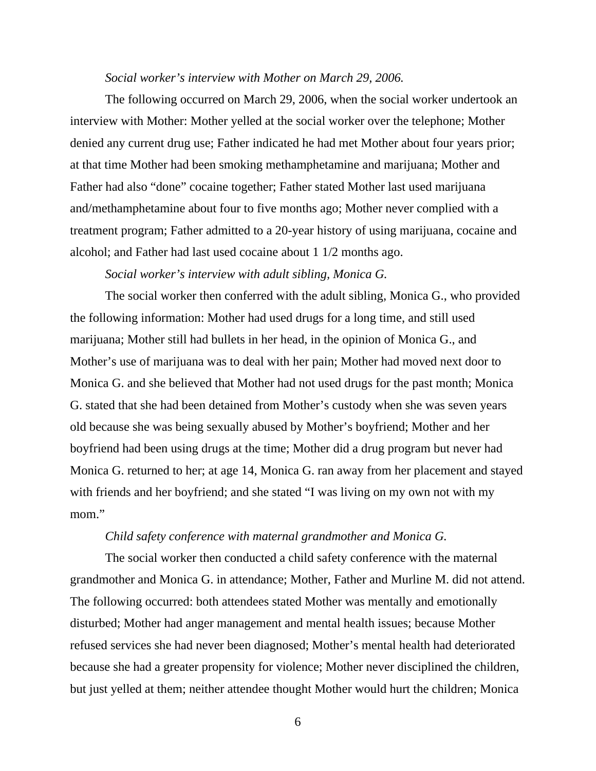*Social worker's interview with Mother on March 29, 2006.*

The following occurred on March 29, 2006, when the social worker undertook an interview with Mother: Mother yelled at the social worker over the telephone; Mother denied any current drug use; Father indicated he had met Mother about four years prior; at that time Mother had been smoking methamphetamine and marijuana; Mother and Father had also "done" cocaine together; Father stated Mother last used marijuana and/methamphetamine about four to five months ago; Mother never complied with a treatment program; Father admitted to a 20-year history of using marijuana, cocaine and alcohol; and Father had last used cocaine about 1 1/2 months ago.

*Social worker's interview with adult sibling, Monica G.*

The social worker then conferred with the adult sibling, Monica G., who provided the following information: Mother had used drugs for a long time, and still used marijuana; Mother still had bullets in her head, in the opinion of Monica G., and Mother's use of marijuana was to deal with her pain; Mother had moved next door to Monica G. and she believed that Mother had not used drugs for the past month; Monica G. stated that she had been detained from Mother's custody when she was seven years old because she was being sexually abused by Mother's boyfriend; Mother and her boyfriend had been using drugs at the time; Mother did a drug program but never had Monica G. returned to her; at age 14, Monica G. ran away from her placement and stayed with friends and her boyfriend; and she stated "I was living on my own not with my mom."

*Child safety conference with maternal grandmother and Monica G.*

The social worker then conducted a child safety conference with the maternal grandmother and Monica G. in attendance; Mother, Father and Murline M. did not attend. The following occurred: both attendees stated Mother was mentally and emotionally disturbed; Mother had anger management and mental health issues; because Mother refused services she had never been diagnosed; Mother's mental health had deteriorated because she had a greater propensity for violence; Mother never disciplined the children, but just yelled at them; neither attendee thought Mother would hurt the children; Monica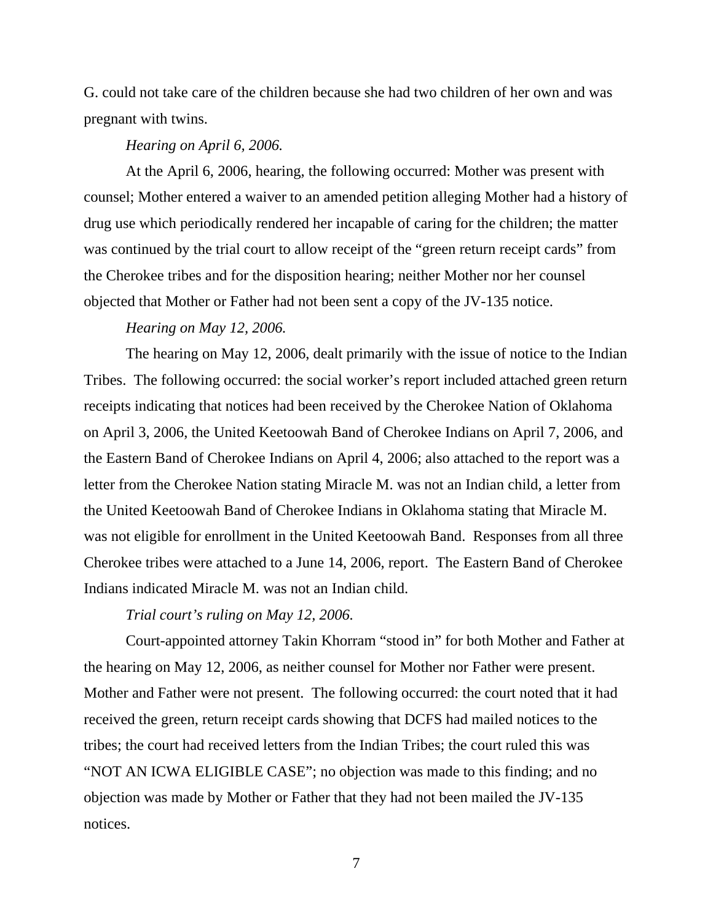G. could not take care of the children because she had two children of her own and was pregnant with twins.

*Hearing on April 6, 2006.*

At the April 6, 2006, hearing, the following occurred: Mother was present with counsel; Mother entered a waiver to an amended petition alleging Mother had a history of drug use which periodically rendered her incapable of caring for the children; the matter was continued by the trial court to allow receipt of the "green return receipt cards" from the Cherokee tribes and for the disposition hearing; neither Mother nor her counsel objected that Mother or Father had not been sent a copy of the JV-135 notice.

*Hearing on May 12, 2006.*

The hearing on May 12, 2006, dealt primarily with the issue of notice to the Indian Tribes. The following occurred: the social worker's report included attached green return receipts indicating that notices had been received by the Cherokee Nation of Oklahoma on April 3, 2006, the United Keetoowah Band of Cherokee Indians on April 7, 2006, and the Eastern Band of Cherokee Indians on April 4, 2006; also attached to the report was a letter from the Cherokee Nation stating Miracle M. was not an Indian child, a letter from the United Keetoowah Band of Cherokee Indians in Oklahoma stating that Miracle M. was not eligible for enrollment in the United Keetoowah Band. Responses from all three Cherokee tribes were attached to a June 14, 2006, report. The Eastern Band of Cherokee Indians indicated Miracle M. was not an Indian child.

*Trial court's ruling on May 12, 2006.*

Court-appointed attorney Takin Khorram "stood in" for both Mother and Father at the hearing on May 12, 2006, as neither counsel for Mother nor Father were present. Mother and Father were not present. The following occurred: the court noted that it had received the green, return receipt cards showing that DCFS had mailed notices to the tribes; the court had received letters from the Indian Tribes; the court ruled this was "NOT AN ICWA ELIGIBLE CASE"; no objection was made to this finding; and no objection was made by Mother or Father that they had not been mailed the JV-135 notices.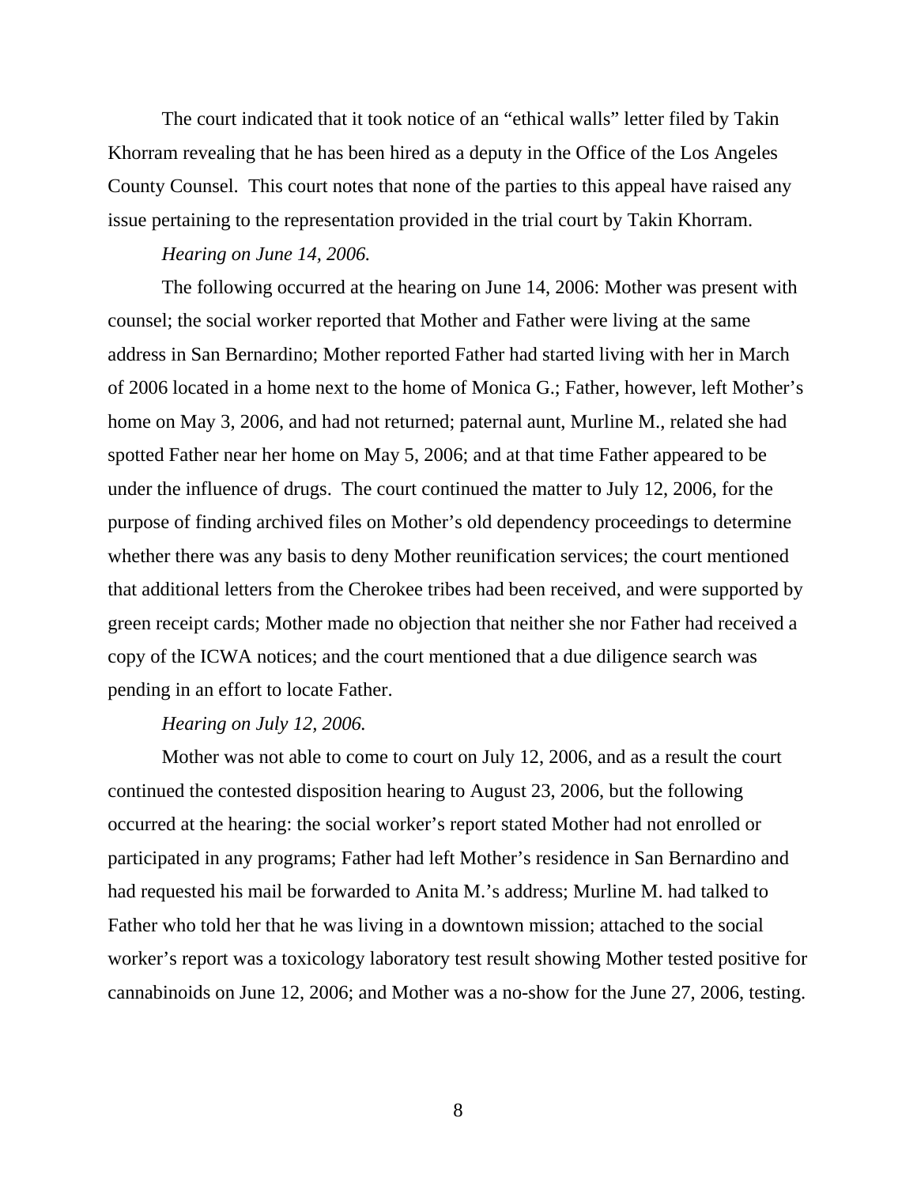The court indicated that it took notice of an "ethical walls" letter filed by Takin Khorram revealing that he has been hired as a deputy in the Office of the Los Angeles County Counsel. This court notes that none of the parties to this appeal have raised any issue pertaining to the representation provided in the trial court by Takin Khorram.

*Hearing on June 14, 2006.*

The following occurred at the hearing on June 14, 2006: Mother was present with counsel; the social worker reported that Mother and Father were living at the same address in San Bernardino; Mother reported Father had started living with her in March of 2006 located in a home next to the home of Monica G.; Father, however, left Mother's home on May 3, 2006, and had not returned; paternal aunt, Murline M., related she had spotted Father near her home on May 5, 2006; and at that time Father appeared to be under the influence of drugs. The court continued the matter to July 12, 2006, for the purpose of finding archived files on Mother's old dependency proceedings to determine whether there was any basis to deny Mother reunification services; the court mentioned that additional letters from the Cherokee tribes had been received, and were supported by green receipt cards; Mother made no objection that neither she nor Father had received a copy of the ICWA notices; and the court mentioned that a due diligence search was pending in an effort to locate Father.

*Hearing on July 12, 2006.*

Mother was not able to come to court on July 12, 2006, and as a result the court continued the contested disposition hearing to August 23, 2006, but the following occurred at the hearing: the social worker's report stated Mother had not enrolled or participated in any programs; Father had left Mother's residence in San Bernardino and had requested his mail be forwarded to Anita M.'s address; Murline M. had talked to Father who told her that he was living in a downtown mission; attached to the social worker's report was a toxicology laboratory test result showing Mother tested positive for cannabinoids on June 12, 2006; and Mother was a no-show for the June 27, 2006, testing.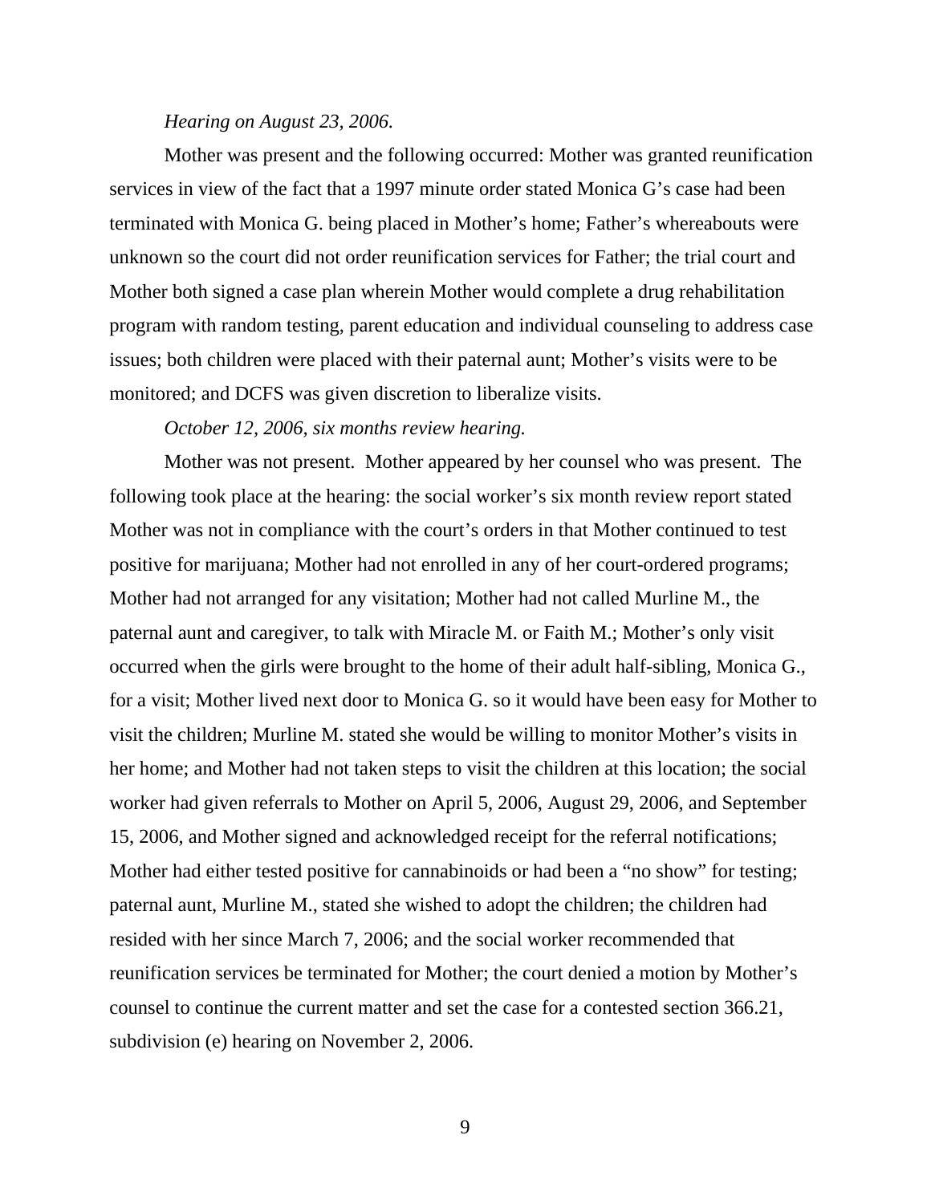*Hearing on August 23, 2006.*

Mother was present and the following occurred: Mother was granted reunification services in view of the fact that a 1997 minute order stated Monica G's case had been terminated with Monica G. being placed in Mother's home; Father's whereabouts were unknown so the court did not order reunification services for Father; the trial court and Mother both signed a case plan wherein Mother would complete a drug rehabilitation program with random testing, parent education and individual counseling to address case issues; both children were placed with their paternal aunt; Mother's visits were to be monitored; and DCFS was given discretion to liberalize visits.

*October 12, 2006, six months review hearing.*

Mother was not present. Mother appeared by her counsel who was present. The following took place at the hearing: the social worker's six month review report stated Mother was not in compliance with the court's orders in that Mother continued to test positive for marijuana; Mother had not enrolled in any of her court-ordered programs; Mother had not arranged for any visitation; Mother had not called Murline M., the paternal aunt and caregiver, to talk with Miracle M. or Faith M.; Mother's only visit occurred when the girls were brought to the home of their adult half-sibling, Monica G., for a visit; Mother lived next door to Monica G. so it would have been easy for Mother to visit the children; Murline M. stated she would be willing to monitor Mother's visits in her home; and Mother had not taken steps to visit the children at this location; the social worker had given referrals to Mother on April 5, 2006, August 29, 2006, and September 15, 2006, and Mother signed and acknowledged receipt for the referral notifications; Mother had either tested positive for cannabinoids or had been a "no show" for testing; paternal aunt, Murline M., stated she wished to adopt the children; the children had resided with her since March 7, 2006; and the social worker recommended that reunification services be terminated for Mother; the court denied a motion by Mother's counsel to continue the current matter and set the case for a contested section 366.21, subdivision (e) hearing on November 2, 2006.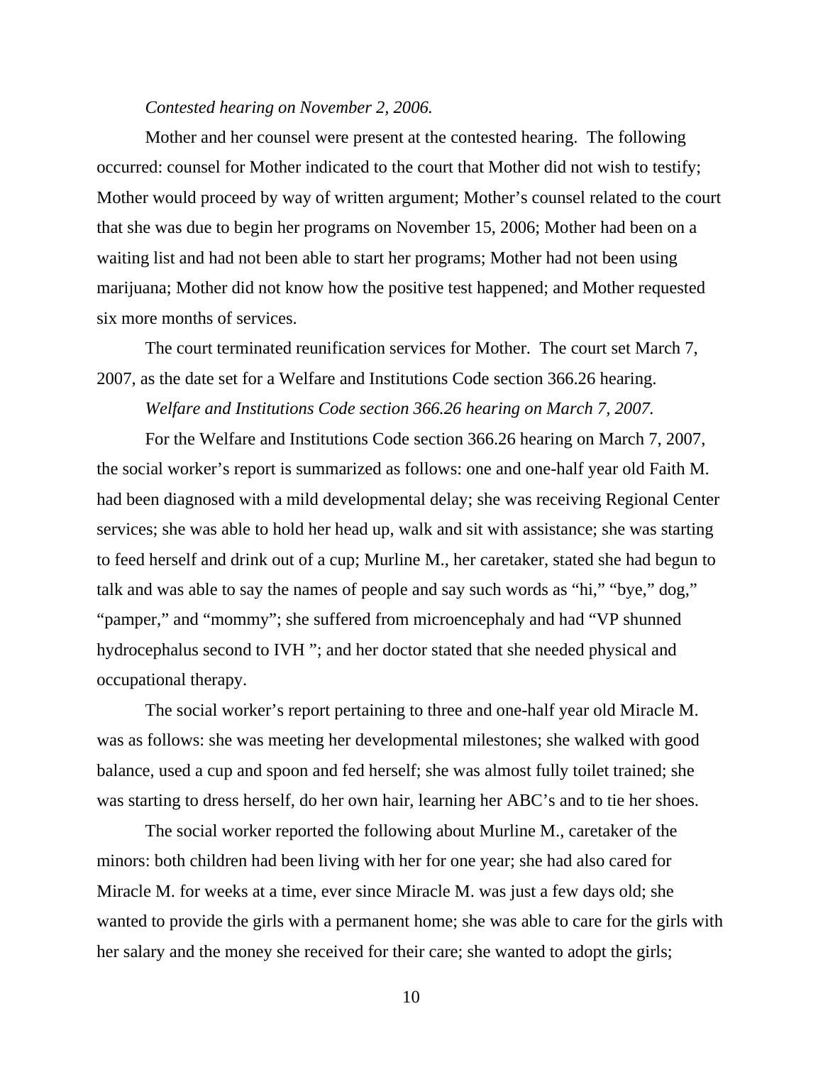*Contested hearing on November 2, 2006.*

Mother and her counsel were present at the contested hearing. The following occurred: counsel for Mother indicated to the court that Mother did not wish to testify; Mother would proceed by way of written argument; Mother's counsel related to the court that she was due to begin her programs on November 15, 2006; Mother had been on a waiting list and had not been able to start her programs; Mother had not been using marijuana; Mother did not know how the positive test happened; and Mother requested six more months of services.

The court terminated reunification services for Mother. The court set March 7, 2007, as the date set for a Welfare and Institutions Code section 366.26 hearing.

*Welfare and Institutions Code section 366.26 hearing on March 7, 2007.*

For the Welfare and Institutions Code section 366.26 hearing on March 7, 2007, the social worker's report is summarized as follows: one and one-half year old Faith M. had been diagnosed with a mild developmental delay; she was receiving Regional Center services; she was able to hold her head up, walk and sit with assistance; she was starting to feed herself and drink out of a cup; Murline M., her caretaker, stated she had begun to talk and was able to say the names of people and say such words as "hi," "bye," dog," "pamper," and "mommy"; she suffered from microencephaly and had "VP shunned hydrocephalus second to IVH "; and her doctor stated that she needed physical and occupational therapy.

The social worker's report pertaining to three and one-half year old Miracle M. was as follows: she was meeting her developmental milestones; she walked with good balance, used a cup and spoon and fed herself; she was almost fully toilet trained; she was starting to dress herself, do her own hair, learning her ABC's and to tie her shoes.

The social worker reported the following about Murline M., caretaker of the minors: both children had been living with her for one year; she had also cared for Miracle M. for weeks at a time, ever since Miracle M. was just a few days old; she wanted to provide the girls with a permanent home; she was able to care for the girls with her salary and the money she received for their care; she wanted to adopt the girls;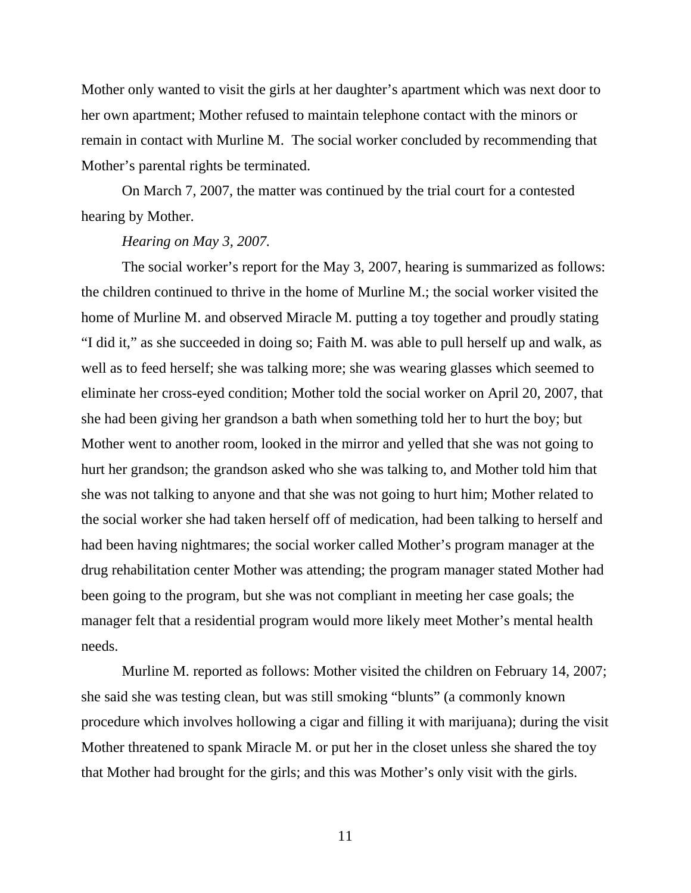Mother only wanted to visit the girls at her daughter's apartment which was next door to her own apartment; Mother refused to maintain telephone contact with the minors or remain in contact with Murline M. The social worker concluded by recommending that Mother's parental rights be terminated.

On March 7, 2007, the matter was continued by the trial court for a contested hearing by Mother.

*Hearing on May 3, 2007.*

The social worker's report for the May 3, 2007, hearing is summarized as follows: the children continued to thrive in the home of Murline M.; the social worker visited the home of Murline M. and observed Miracle M. putting a toy together and proudly stating "I did it," as she succeeded in doing so; Faith M. was able to pull herself up and walk, as well as to feed herself; she was talking more; she was wearing glasses which seemed to eliminate her cross-eyed condition; Mother told the social worker on April 20, 2007, that she had been giving her grandson a bath when something told her to hurt the boy; but Mother went to another room, looked in the mirror and yelled that she was not going to hurt her grandson; the grandson asked who she was talking to, and Mother told him that she was not talking to anyone and that she was not going to hurt him; Mother related to the social worker she had taken herself off of medication, had been talking to herself and had been having nightmares; the social worker called Mother's program manager at the drug rehabilitation center Mother was attending; the program manager stated Mother had been going to the program, but she was not compliant in meeting her case goals; the manager felt that a residential program would more likely meet Mother's mental health needs.

Murline M. reported as follows: Mother visited the children on February 14, 2007; she said she was testing clean, but was still smoking "blunts" (a commonly known procedure which involves hollowing a cigar and filling it with marijuana); during the visit Mother threatened to spank Miracle M. or put her in the closet unless she shared the toy that Mother had brought for the girls; and this was Mother's only visit with the girls.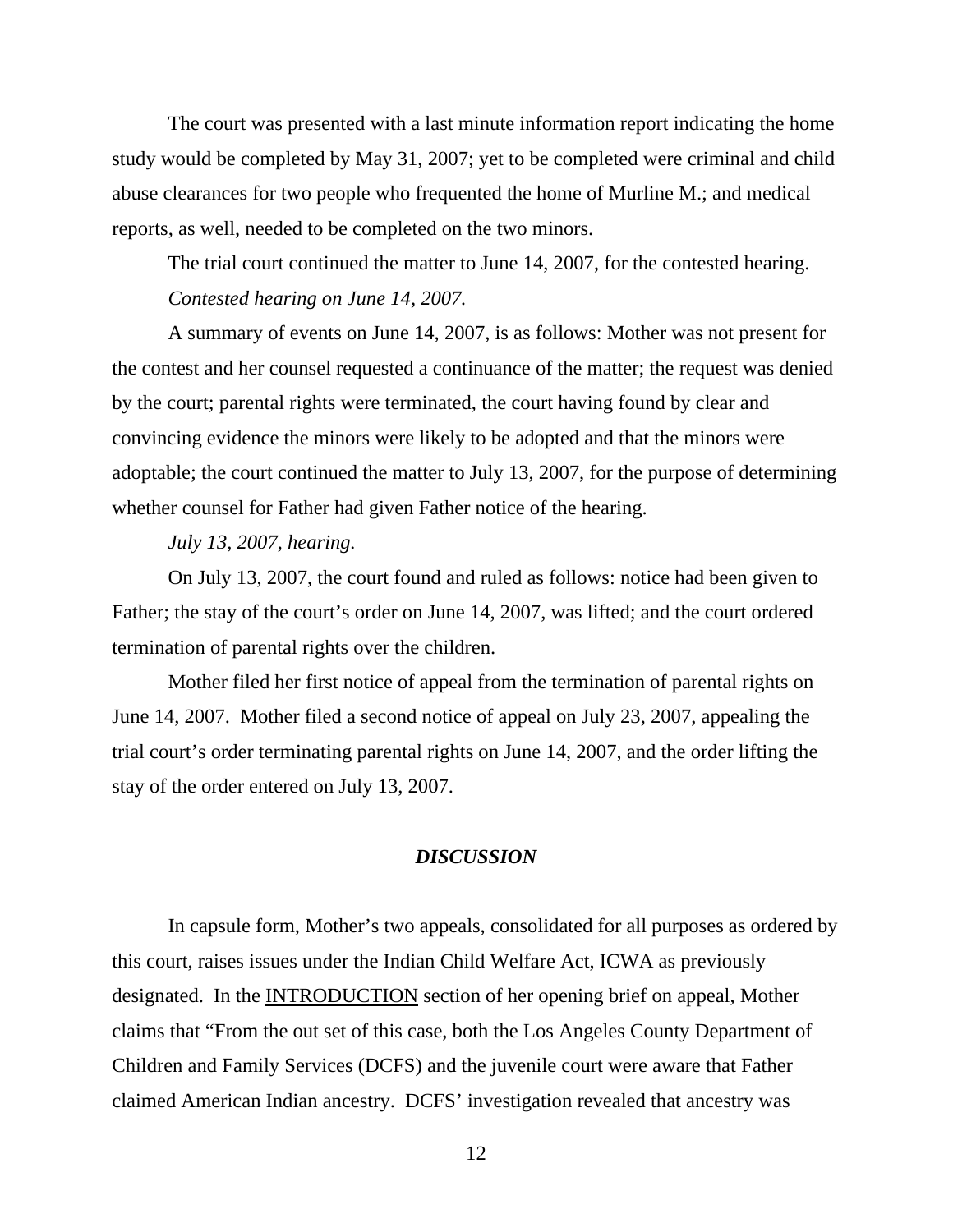The court was presented with a last minute information report indicating the home study would be completed by May 31, 2007; yet to be completed were criminal and child abuse clearances for two people who frequented the home of Murline M.; and medical reports, as well, needed to be completed on the two minors.

The trial court continued the matter to June 14, 2007, for the contested hearing.

*Contested hearing on June 14, 2007.*

A summary of events on June 14, 2007, is as follows: Mother was not present for the contest and her counsel requested a continuance of the matter; the request was denied by the court; parental rights were terminated, the court having found by clear and convincing evidence the minors were likely to be adopted and that the minors were adoptable; the court continued the matter to July 13, 2007, for the purpose of determining whether counsel for Father had given Father notice of the hearing.

*July 13, 2007, hearing.*

On July 13, 2007, the court found and ruled as follows: notice had been given to Father; the stay of the court's order on June 14, 2007, was lifted; and the court ordered termination of parental rights over the children.

Mother filed her first notice of appeal from the termination of parental rights on June 14, 2007. Mother filed a second notice of appeal on July 23, 2007, appealing the trial court's order terminating parental rights on June 14, 2007, and the order lifting the stay of the order entered on July 13, 2007.

***DISCUSSION***

In capsule form, Mother's two appeals, consolidated for all purposes as ordered by this court, raises issues under the Indian Child Welfare Act, ICWA as previously designated. In the <u>INTRODUCTION</u> section of her opening brief on appeal, Mother claims that "From the out set of this case, both the Los Angeles County Department of Children and Family Services (DCFS) and the juvenile court were aware that Father claimed American Indian ancestry. DCFS' investigation revealed that ancestry was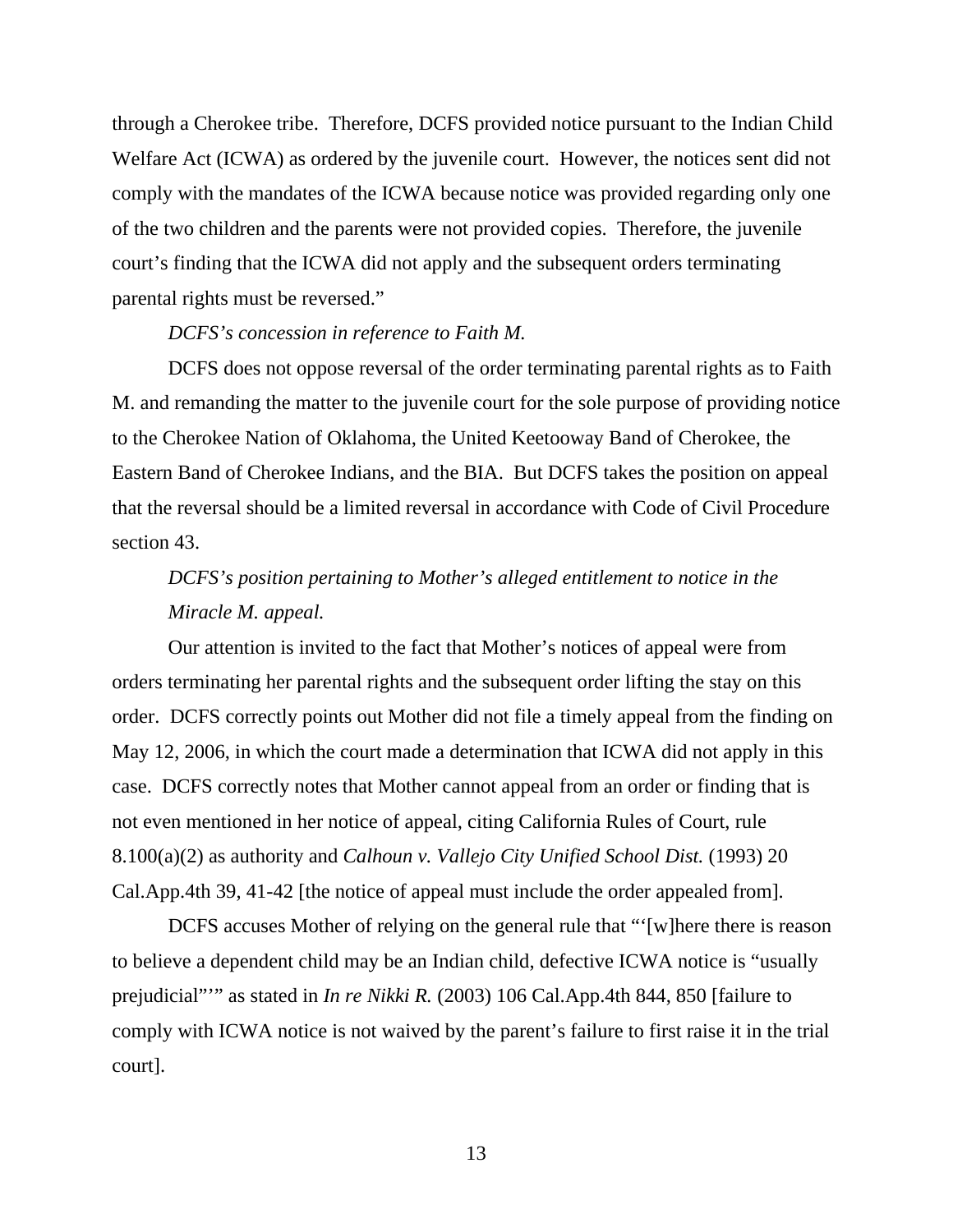through a Cherokee tribe. Therefore, DCFS provided notice pursuant to the Indian Child Welfare Act (ICWA) as ordered by the juvenile court. However, the notices sent did not comply with the mandates of the ICWA because notice was provided regarding only one of the two children and the parents were not provided copies. Therefore, the juvenile court's finding that the ICWA did not apply and the subsequent orders terminating parental rights must be reversed."

*DCFS's concession in reference to Faith M.*

DCFS does not oppose reversal of the order terminating parental rights as to Faith M. and remanding the matter to the juvenile court for the sole purpose of providing notice to the Cherokee Nation of Oklahoma, the United Keetooway Band of Cherokee, the Eastern Band of Cherokee Indians, and the BIA. But DCFS takes the position on appeal that the reversal should be a limited reversal in accordance with Code of Civil Procedure section 43.

*DCFS's position pertaining to Mother's alleged entitlement to notice in the Miracle M. appeal.*

Our attention is invited to the fact that Mother's notices of appeal were from orders terminating her parental rights and the subsequent order lifting the stay on this order. DCFS correctly points out Mother did not file a timely appeal from the finding on May 12, 2006, in which the court made a determination that ICWA did not apply in this case. DCFS correctly notes that Mother cannot appeal from an order or finding that is not even mentioned in her notice of appeal, citing California Rules of Court, rule 8.100(a)(2) as authority and *Calhoun v. Vallejo City Unified School Dist.* (1993) 20 Cal.App.4th 39, 41-42 [the notice of appeal must include the order appealed from].

DCFS accuses Mother of relying on the general rule that "'[w]here there is reason to believe a dependent child may be an Indian child, defective ICWA notice is "usually prejudicial"'" as stated in *In re Nikki R.* (2003) 106 Cal.App.4th 844, 850 [failure to comply with ICWA notice is not waived by the parent's failure to first raise it in the trial court].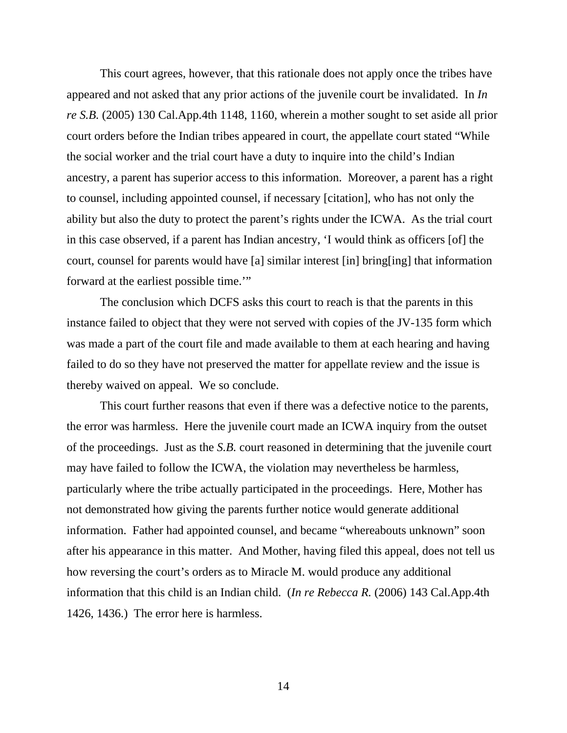This court agrees, however, that this rationale does not apply once the tribes have appeared and not asked that any prior actions of the juvenile court be invalidated. In *In re S.B.* (2005) 130 Cal.App.4th 1148, 1160, wherein a mother sought to set aside all prior court orders before the Indian tribes appeared in court, the appellate court stated "While the social worker and the trial court have a duty to inquire into the child's Indian ancestry, a parent has superior access to this information. Moreover, a parent has a right to counsel, including appointed counsel, if necessary [citation], who has not only the ability but also the duty to protect the parent's rights under the ICWA. As the trial court in this case observed, if a parent has Indian ancestry, 'I would think as officers [of] the court, counsel for parents would have [a] similar interest [in] bring[ing] that information forward at the earliest possible time.'"

The conclusion which DCFS asks this court to reach is that the parents in this instance failed to object that they were not served with copies of the JV-135 form which was made a part of the court file and made available to them at each hearing and having failed to do so they have not preserved the matter for appellate review and the issue is thereby waived on appeal. We so conclude.

This court further reasons that even if there was a defective notice to the parents, the error was harmless. Here the juvenile court made an ICWA inquiry from the outset of the proceedings. Just as the *S.B.* court reasoned in determining that the juvenile court may have failed to follow the ICWA, the violation may nevertheless be harmless, particularly where the tribe actually participated in the proceedings. Here, Mother has not demonstrated how giving the parents further notice would generate additional information. Father had appointed counsel, and became "whereabouts unknown" soon after his appearance in this matter. And Mother, having filed this appeal, does not tell us how reversing the court's orders as to Miracle M. would produce any additional information that this child is an Indian child. (*In re Rebecca R.* (2006) 143 Cal.App.4th 1426, 1436.) The error here is harmless.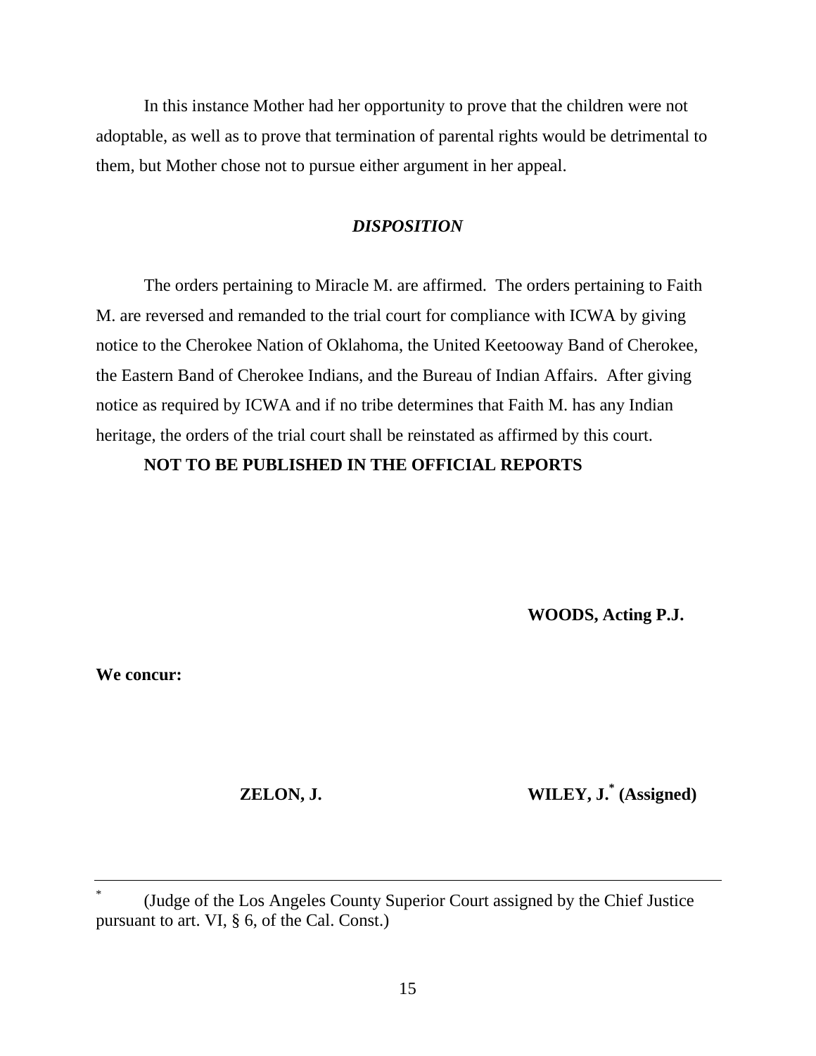In this instance Mother had her opportunity to prove that the children were not adoptable, as well as to prove that termination of parental rights would be detrimental to them, but Mother chose not to pursue either argument in her appeal.

## ***DISPOSITION***

The orders pertaining to Miracle M. are affirmed. The orders pertaining to Faith M. are reversed and remanded to the trial court for compliance with ICWA by giving notice to the Cherokee Nation of Oklahoma, the United Keetooway Band of Cherokee, the Eastern Band of Cherokee Indians, and the Bureau of Indian Affairs. After giving notice as required by ICWA and if no tribe determines that Faith M. has any Indian heritage, the orders of the trial court shall be reinstated as affirmed by this court.

**NOT TO BE PUBLISHED IN THE OFFICIAL REPORTS**

**WOODS, Acting P.J.**

**We concur:**

**ZELON, J.**

**WILEY, J.[\*] (Assigned)**

---

[\*] (Judge of the Los Angeles County Superior Court assigned by the Chief Justice pursuant to art. VI, § 6, of the Cal. Const.)